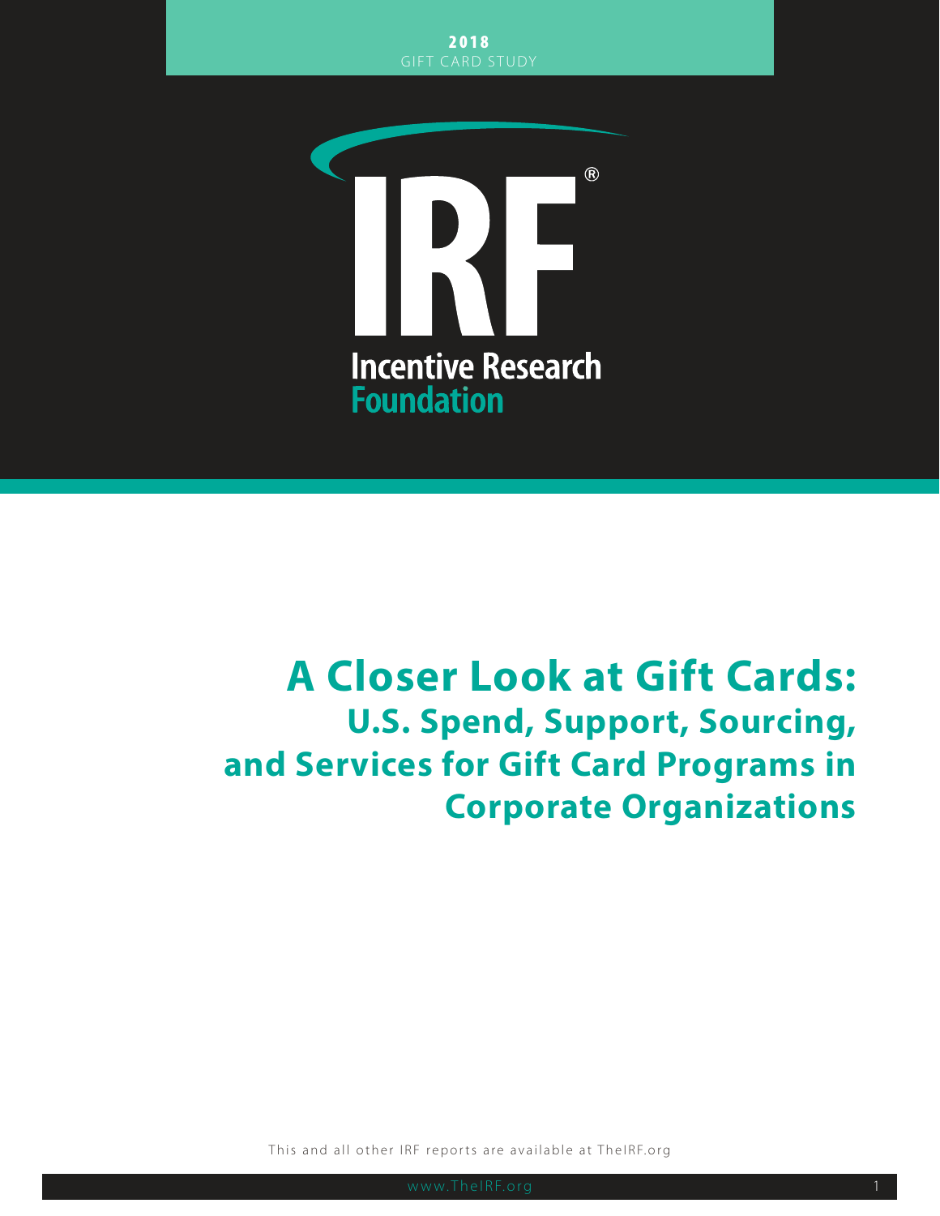**2018**
GIFT CARD STUDY

IRF®

Incentive Research
Foundation

# A Closer Look at Gift Cards:
## U.S. Spend, Support, Sourcing, and Services for Gift Card Programs in Corporate Organizations

This and all other IRF reports are available at TheIRF.org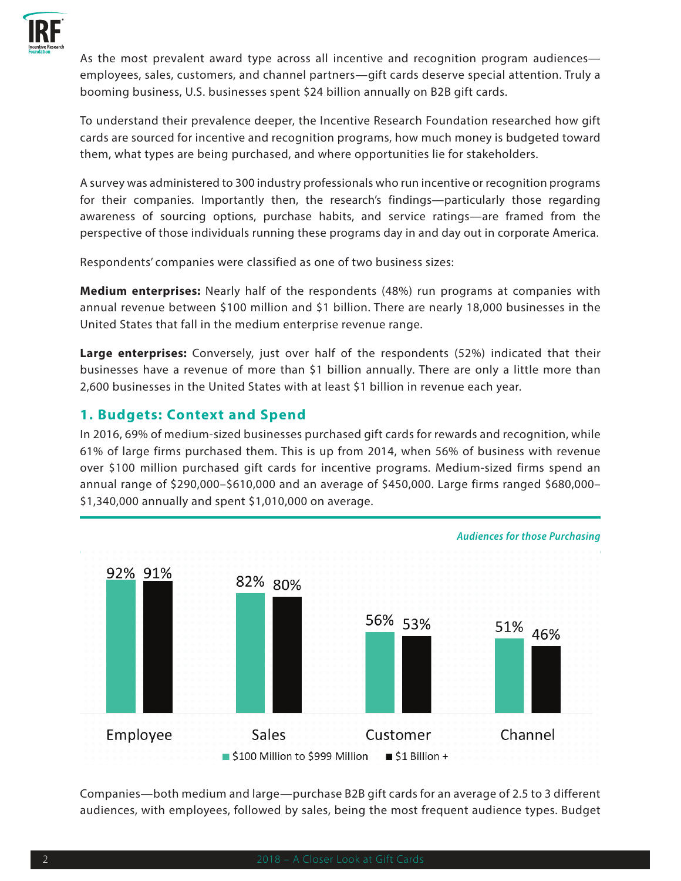As the most prevalent award type across all incentive and recognition program audiences—employees, sales, customers, and channel partners—gift cards deserve special attention. Truly a booming business, U.S. businesses spent $24 billion annually on B2B gift cards.

To understand their prevalence deeper, the Incentive Research Foundation researched how gift cards are sourced for incentive and recognition programs, how much money is budgeted toward them, what types are being purchased, and where opportunities lie for stakeholders.

A survey was administered to 300 industry professionals who run incentive or recognition programs for their companies. Importantly then, the research's findings—particularly those regarding awareness of sourcing options, purchase habits, and service ratings—are framed from the perspective of those individuals running these programs day in and day out in corporate America.

Respondents' companies were classified as one of two business sizes:

**Medium enterprises:** Nearly half of the respondents (48%) run programs at companies with annual revenue between $100 million and $1 billion. There are nearly 18,000 businesses in the United States that fall in the medium enterprise revenue range.

**Large enterprises:** Conversely, just over half of the respondents (52%) indicated that their businesses have a revenue of more than $1 billion annually. There are only a little more than 2,600 businesses in the United States with at least $1 billion in revenue each year.

## 1. Budgets: Context and Spend

In 2016, 69% of medium-sized businesses purchased gift cards for rewards and recognition, while 61% of large firms purchased them. This is up from 2014, when 56% of business with revenue over $100 million purchased gift cards for incentive programs. Medium-sized firms spend an annual range of $290,000–$610,000 and an average of $450,000. Large firms ranged $680,000–$1,340,000 annually and spent $1,010,000 on average.

*Audiences for those Purchasing*

| Audience | $100 Million to $999 Million | $1 Billion + |
|---|---|---|
| Employee | 92% | 91% |
| Sales | 82% | 80% |
| Customer | 56% | 53% |
| Channel | 51% | 46% |

Companies—both medium and large—purchase B2B gift cards for an average of 2.5 to 3 different audiences, with employees, followed by sales, being the most frequent audience types. Budget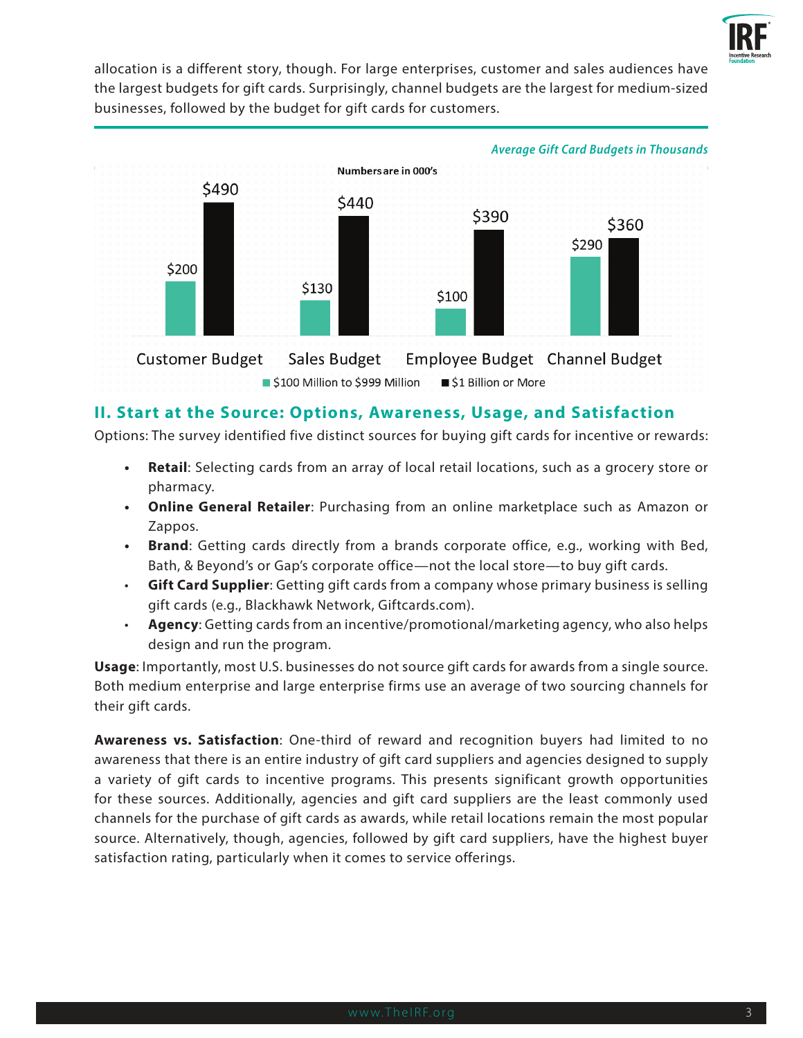allocation is a different story, though. For large enterprises, customer and sales audiences have the largest budgets for gift cards. Surprisingly, channel budgets are the largest for medium-sized businesses, followed by the budget for gift cards for customers.

*Average Gift Card Budgets in Thousands*

**Numbers are in 000's**

| | $100 Million to $999 Million | $1 Billion or More |
|---|---|---|
| Customer Budget | $200 | $490 |
| Sales Budget | $130 | $440 |
| Employee Budget | $100 | $390 |
| Channel Budget | $290 | $360 |

## II. Start at the Source: Options, Awareness, Usage, and Satisfaction

Options: The survey identified five distinct sources for buying gift cards for incentive or rewards:

- **Retail**: Selecting cards from an array of local retail locations, such as a grocery store or pharmacy.
- **Online General Retailer**: Purchasing from an online marketplace such as Amazon or Zappos.
- **Brand**: Getting cards directly from a brands corporate office, e.g., working with Bed, Bath, & Beyond's or Gap's corporate office—not the local store—to buy gift cards.
- **Gift Card Supplier**: Getting gift cards from a company whose primary business is selling gift cards (e.g., Blackhawk Network, Giftcards.com).
- **Agency**: Getting cards from an incentive/promotional/marketing agency, who also helps design and run the program.

**Usage**: Importantly, most U.S. businesses do not source gift cards for awards from a single source. Both medium enterprise and large enterprise firms use an average of two sourcing channels for their gift cards.

**Awareness vs. Satisfaction**: One-third of reward and recognition buyers had limited to no awareness that there is an entire industry of gift card suppliers and agencies designed to supply a variety of gift cards to incentive programs. This presents significant growth opportunities for these sources. Additionally, agencies and gift card suppliers are the least commonly used channels for the purchase of gift cards as awards, while retail locations remain the most popular source. Alternatively, though, agencies, followed by gift card suppliers, have the highest buyer satisfaction rating, particularly when it comes to service offerings.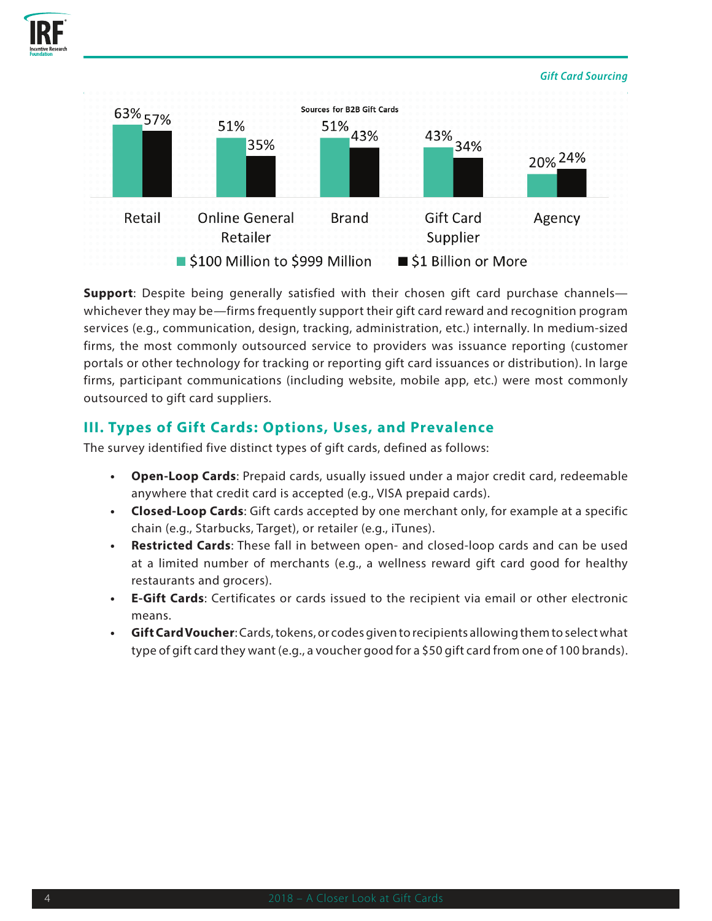**Sources for B2B Gift Cards**

| | $100 Million to $999 Million | $1 Billion or More |
| --- | --- | --- |
| Retail | 63% | 57% |
| Online General Retailer | 51% | 35% |
| Brand | 51% | 43% |
| Gift Card Supplier | 43% | 34% |
| Agency | 20% | 24% |

**Support**: Despite being generally satisfied with their chosen gift card purchase channels—whichever they may be—firms frequently support their gift card reward and recognition program services (e.g., communication, design, tracking, administration, etc.) internally. In medium-sized firms, the most commonly outsourced service to providers was issuance reporting (customer portals or other technology for tracking or reporting gift card issuances or distribution). In large firms, participant communications (including website, mobile app, etc.) were most commonly outsourced to gift card suppliers.

## III. Types of Gift Cards: Options, Uses, and Prevalence

The survey identified five distinct types of gift cards, defined as follows:

- **Open-Loop Cards**: Prepaid cards, usually issued under a major credit card, redeemable anywhere that credit card is accepted (e.g., VISA prepaid cards).
- **Closed-Loop Cards**: Gift cards accepted by one merchant only, for example at a specific chain (e.g., Starbucks, Target), or retailer (e.g., iTunes).
- **Restricted Cards**: These fall in between open- and closed-loop cards and can be used at a limited number of merchants (e.g., a wellness reward gift card good for healthy restaurants and grocers).
- **E-Gift Cards**: Certificates or cards issued to the recipient via email or other electronic means.
- **Gift Card Voucher**: Cards, tokens, or codes given to recipients allowing them to select what type of gift card they want (e.g., a voucher good for a $50 gift card from one of 100 brands).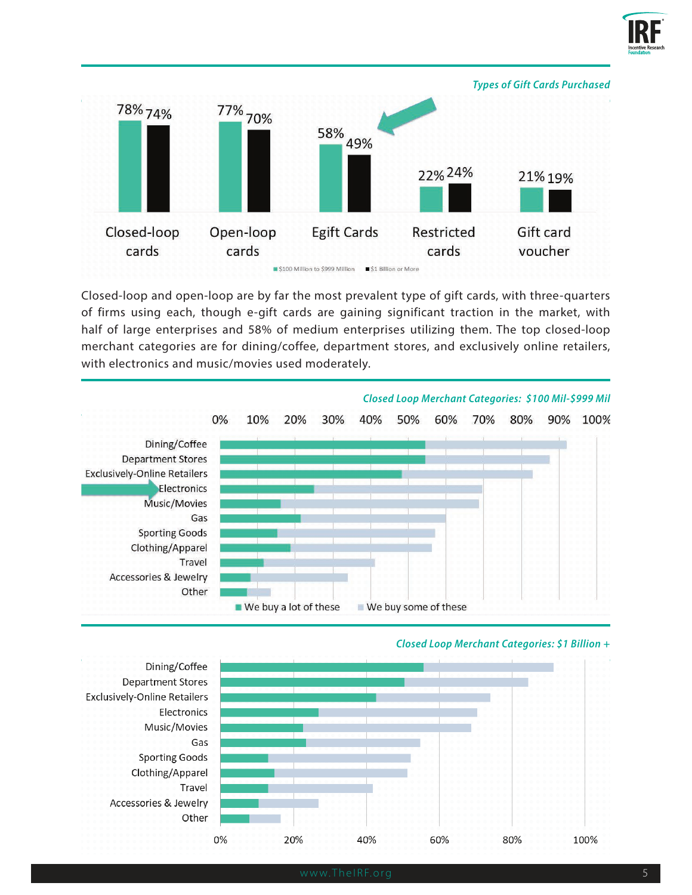*Types of Gift Cards Purchased*

| Type | $100 Million to $999 Million | $1 Billion or More |
|---|---|---|
| Closed-loop cards | 78% | 74% |
| Open-loop cards | 77% | 70% |
| Egift Cards | 58% | 49% |
| Restricted cards | 22% | 24% |
| Gift card voucher | 21% | 19% |

Closed-loop and open-loop are by far the most prevalent type of gift cards, with three-quarters of firms using each, though e-gift cards are gaining significant traction in the market, with half of large enterprises and 58% of medium enterprises utilizing them. The top closed-loop merchant categories are for dining/coffee, department stores, and exclusively online retailers, with electronics and music/movies used moderately.

*Closed Loop Merchant Categories: $100 Mil-$999 Mil*

Categories (We buy a lot of these / We buy some of these): Dining/Coffee, Department Stores, Exclusively-Online Retailers, Electronics, Music/Movies, Gas, Sporting Goods, Clothing/Apparel, Travel, Accessories & Jewelry, Other

*Closed Loop Merchant Categories: $1 Billion +*

Categories: Dining/Coffee, Department Stores, Exclusively-Online Retailers, Electronics, Music/Movies, Gas, Sporting Goods, Clothing/Apparel, Travel, Accessories & Jewelry, Other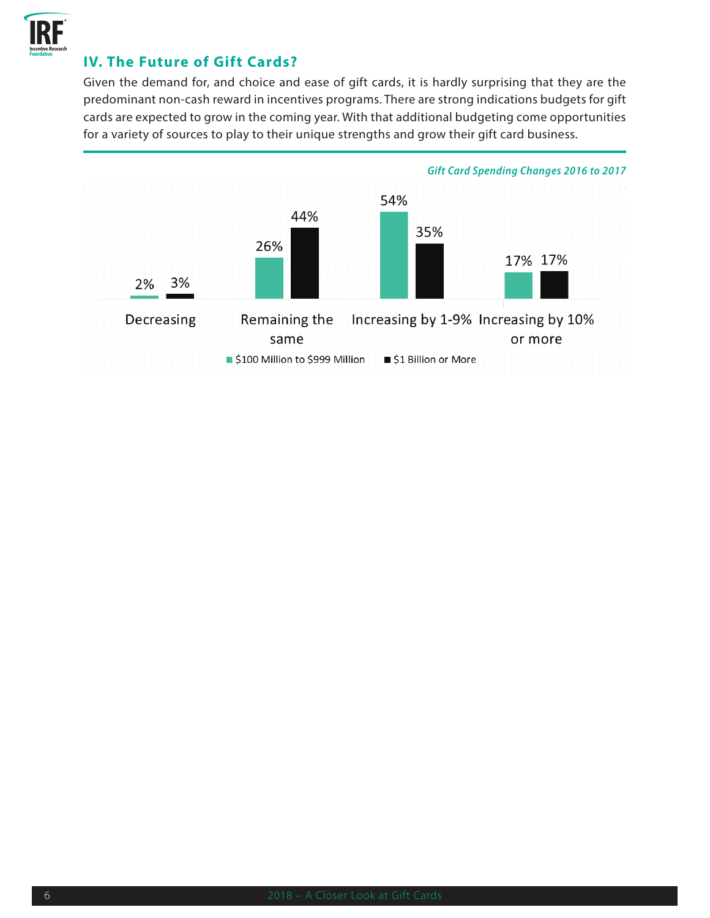## IV. The Future of Gift Cards?

Given the demand for, and choice and ease of gift cards, it is hardly surprising that they are the predominant non-cash reward in incentives programs. There are strong indications budgets for gift cards are expected to grow in the coming year. With that additional budgeting come opportunities for a variety of sources to play to their unique strengths and grow their gift card business.

*Gift Card Spending Changes 2016 to 2017*

2% 3%
Decreasing

26% 44%
Remaining the same

54% 35%
Increasing by 1-9%

17% 17%
Increasing by 10% or more

$100 Million to $999 Million
$1 Billion or More